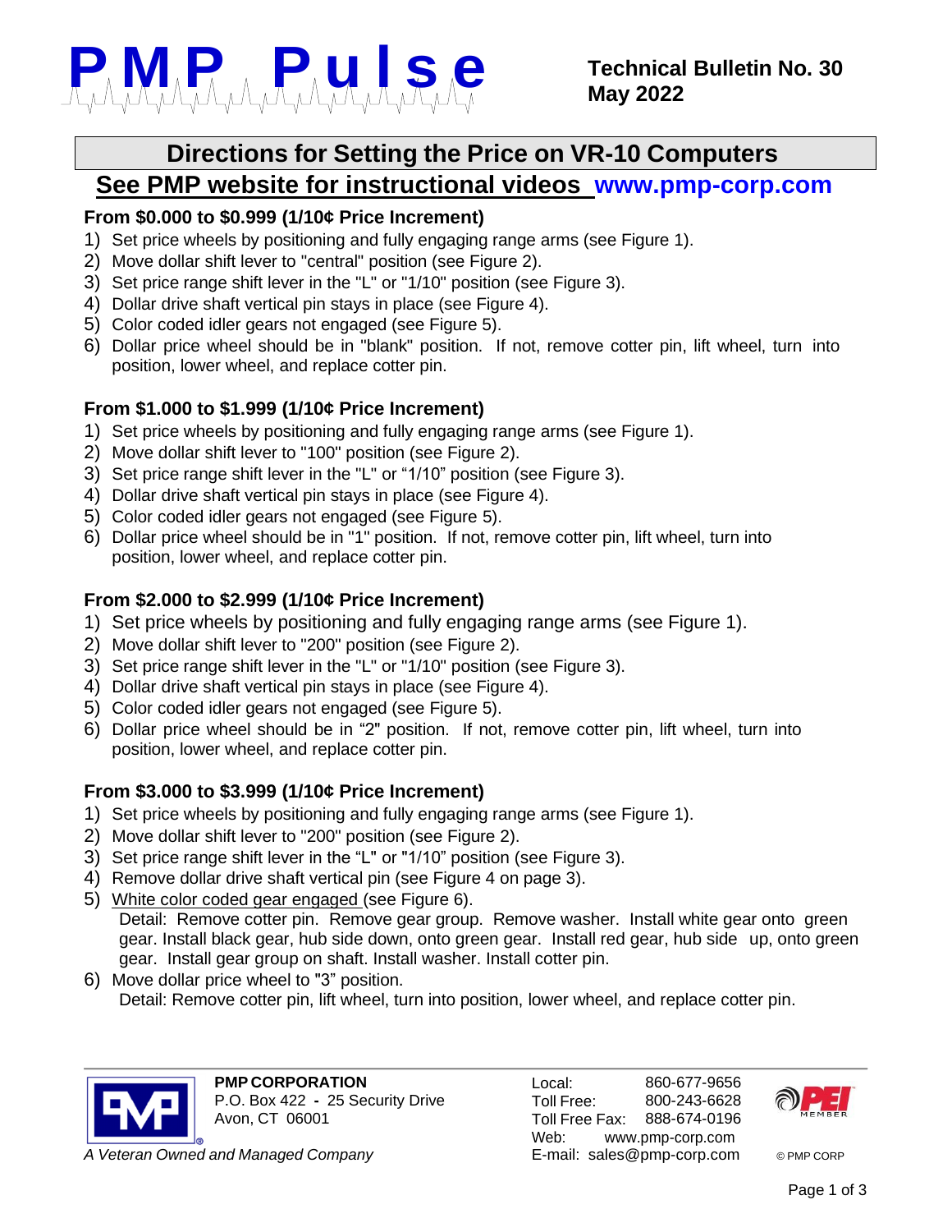# PMP Pulse

**Technical Bulletin No. 30**
**May 2022**

## Directions for Setting the Price on VR-10 Computers

## See PMP website for instructional videos www.pmp-corp.com

### From $0.000 to $0.999 (1/10¢ Price Increment)

1) Set price wheels by positioning and fully engaging range arms (see Figure 1).
2) Move dollar shift lever to "central" position (see Figure 2).
3) Set price range shift lever in the "L" or "1/10" position (see Figure 3).
4) Dollar drive shaft vertical pin stays in place (see Figure 4).
5) Color coded idler gears not engaged (see Figure 5).
6) Dollar price wheel should be in "blank" position. If not, remove cotter pin, lift wheel, turn into position, lower wheel, and replace cotter pin.

### From $1.000 to $1.999 (1/10¢ Price Increment)

1) Set price wheels by positioning and fully engaging range arms (see Figure 1).
2) Move dollar shift lever to "100" position (see Figure 2).
3) Set price range shift lever in the "L" or "1/10" position (see Figure 3).
4) Dollar drive shaft vertical pin stays in place (see Figure 4).
5) Color coded idler gears not engaged (see Figure 5).
6) Dollar price wheel should be in "1" position. If not, remove cotter pin, lift wheel, turn into position, lower wheel, and replace cotter pin.

### From $2.000 to $2.999 (1/10¢ Price Increment)

1) Set price wheels by positioning and fully engaging range arms (see Figure 1).
2) Move dollar shift lever to "200" position (see Figure 2).
3) Set price range shift lever in the "L" or "1/10" position (see Figure 3).
4) Dollar drive shaft vertical pin stays in place (see Figure 4).
5) Color coded idler gears not engaged (see Figure 5).
6) Dollar price wheel should be in "2" position. If not, remove cotter pin, lift wheel, turn into position, lower wheel, and replace cotter pin.

### From $3.000 to $3.999 (1/10¢ Price Increment)

1) Set price wheels by positioning and fully engaging range arms (see Figure 1).
2) Move dollar shift lever to "200" position (see Figure 2).
3) Set price range shift lever in the "L" or "1/10" position (see Figure 3).
4) Remove dollar drive shaft vertical pin (see Figure 4 on page 3).
5) White color coded gear engaged (see Figure 6).
   Detail: Remove cotter pin. Remove gear group. Remove washer. Install white gear onto green gear. Install black gear, hub side down, onto green gear. Install red gear, hub side up, onto green gear. Install gear group on shaft. Install washer. Install cotter pin.
6) Move dollar price wheel to "3" position.
   Detail: Remove cotter pin, lift wheel, turn into position, lower wheel, and replace cotter pin.

**PMP CORPORATION**
P.O. Box 422 - 25 Security Drive
Avon, CT 06001

*A Veteran Owned and Managed Company*

Local: 860-677-9656
Toll Free: 800-243-6628
Toll Free Fax: 888-674-0196
Web: www.pmp-corp.com
E-mail: sales@pmp-corp.com

PEI MEMBER

© PMP CORP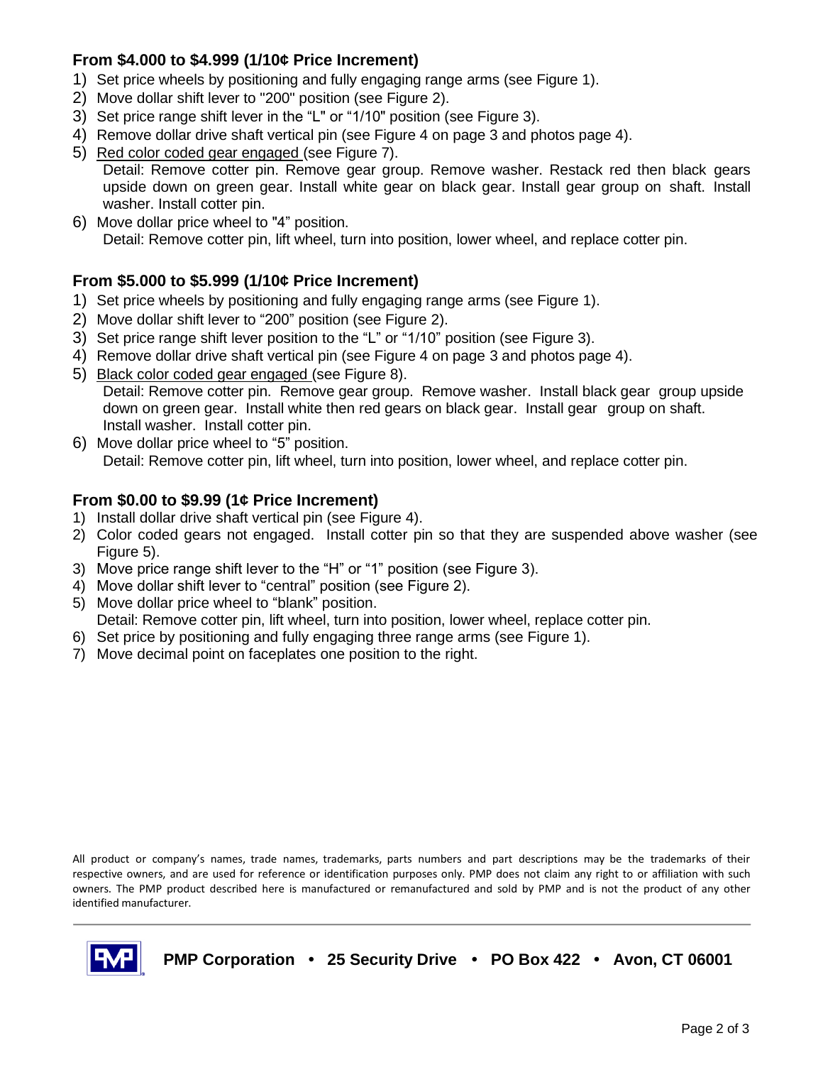### From $4.000 to $4.999 (1/10¢ Price Increment)

1) Set price wheels by positioning and fully engaging range arms (see Figure 1).
2) Move dollar shift lever to "200" position (see Figure 2).
3) Set price range shift lever in the "L" or "1/10" position (see Figure 3).
4) Remove dollar drive shaft vertical pin (see Figure 4 on page 3 and photos page 4).
5) Red color coded gear engaged (see Figure 7).
   Detail: Remove cotter pin. Remove gear group. Remove washer. Restack red then black gears upside down on green gear. Install white gear on black gear. Install gear group on shaft. Install washer. Install cotter pin.
6) Move dollar price wheel to "4" position.
   Detail: Remove cotter pin, lift wheel, turn into position, lower wheel, and replace cotter pin.

### From $5.000 to $5.999 (1/10¢ Price Increment)

1) Set price wheels by positioning and fully engaging range arms (see Figure 1).
2) Move dollar shift lever to "200" position (see Figure 2).
3) Set price range shift lever position to the "L" or "1/10" position (see Figure 3).
4) Remove dollar drive shaft vertical pin (see Figure 4 on page 3 and photos page 4).
5) Black color coded gear engaged (see Figure 8).
   Detail: Remove cotter pin. Remove gear group. Remove washer. Install black gear group upside down on green gear. Install white then red gears on black gear. Install gear group on shaft. Install washer. Install cotter pin.
6) Move dollar price wheel to "5" position.
   Detail: Remove cotter pin, lift wheel, turn into position, lower wheel, and replace cotter pin.

### From $0.00 to $9.99 (1¢ Price Increment)

1) Install dollar drive shaft vertical pin (see Figure 4).
2) Color coded gears not engaged. Install cotter pin so that they are suspended above washer (see Figure 5).
3) Move price range shift lever to the "H" or "1" position (see Figure 3).
4) Move dollar shift lever to "central" position (see Figure 2).
5) Move dollar price wheel to "blank" position.
   Detail: Remove cotter pin, lift wheel, turn into position, lower wheel, replace cotter pin.
6) Set price by positioning and fully engaging three range arms (see Figure 1).
7) Move decimal point on faceplates one position to the right.

All product or company's names, trade names, trademarks, parts numbers and part descriptions may be the trademarks of their respective owners, and are used for reference or identification purposes only. PMP does not claim any right to or affiliation with such owners. The PMP product described here is manufactured or remanufactured and sold by PMP and is not the product of any other identified manufacturer.

**PMP Corporation • 25 Security Drive • PO Box 422 • Avon, CT 06001**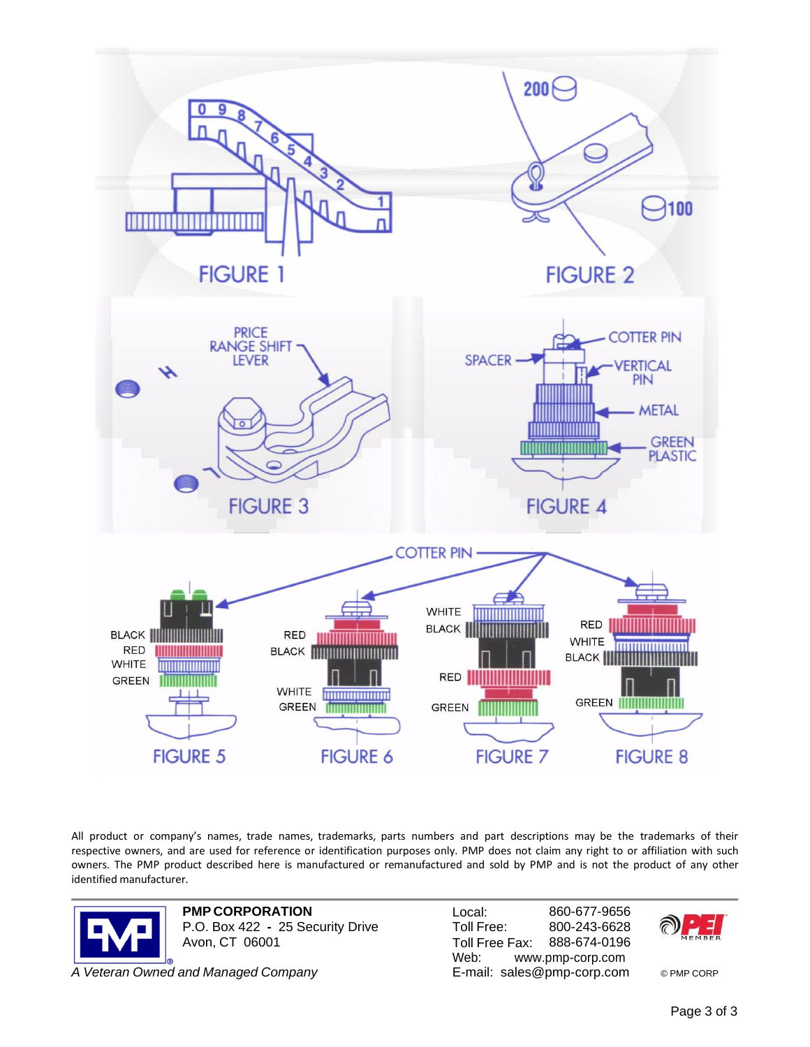0 9 8 7 6 5 4 3 2 1

FIGURE 1

200

100

FIGURE 2

PRICE RANGE SHIFT LEVER

H

L

FIGURE 3

SPACER

COTTER PIN

VERTICAL PIN

METAL

GREEN PLASTIC

FIGURE 4

COTTER PIN

BLACK

RED

WHITE

GREEN

FIGURE 5

RED

BLACK

WHITE

GREEN

FIGURE 6

WHITE

BLACK

RED

GREEN

FIGURE 7

RED

WHITE

BLACK

GREEN

FIGURE 8

All product or company's names, trade names, trademarks, parts numbers and part descriptions may be the trademarks of their respective owners, and are used for reference or identification purposes only. PMP does not claim any right to or affiliation with such owners. The PMP product described here is manufactured or remanufactured and sold by PMP and is not the product of any other identified manufacturer.

**PMP CORPORATION**
P.O. Box 422 - 25 Security Drive
Avon, CT 06001

*A Veteran Owned and Managed Company*

Local: 860-677-9656
Toll Free: 800-243-6628
Toll Free Fax: 888-674-0196
Web: www.pmp-corp.com
E-mail: sales@pmp-corp.com

PEI MEMBER

© PMP CORP